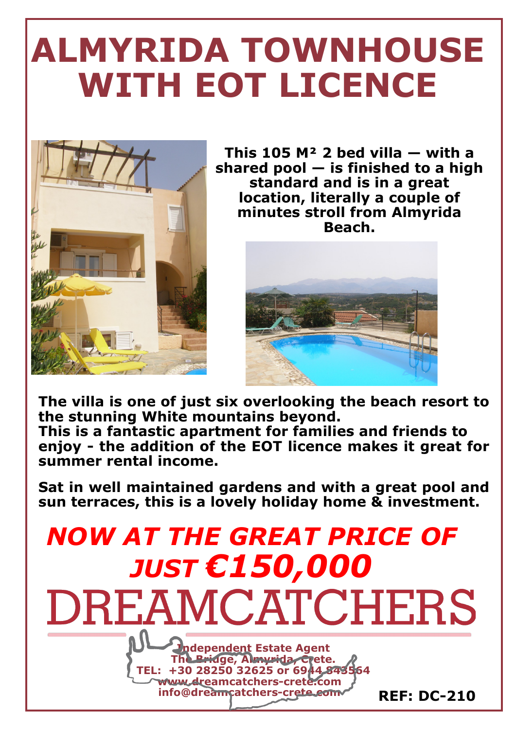# ALMYRIDA TOWNHOUSE WITH EOT LICENCE

**This 105 M² 2 bed villa — with a shared pool — is finished to a high standard and is in a great location, literally a couple of minutes stroll from Almyrida Beach.**

**The villa is one of just six overlooking the beach resort to the stunning White mountains beyond.**
**This is a fantastic apartment for families and friends to enjoy - the addition of the EOT licence makes it great for summer rental income.**

**Sat in well maintained gardens and with a great pool and sun terraces, this is a lovely holiday home & investment.**

***NOW AT THE GREAT PRICE OF JUST €150,000***

# DREAMCATCHERS

**Independent Estate Agent**
**The Bridge, Almyrida, Crete.**
**TEL: +30 28250 32625 or 6944 843564**
**www.dreamcatchers-crete.com**
**info@dreamcatchers-crete.com**

**REF: DC-210**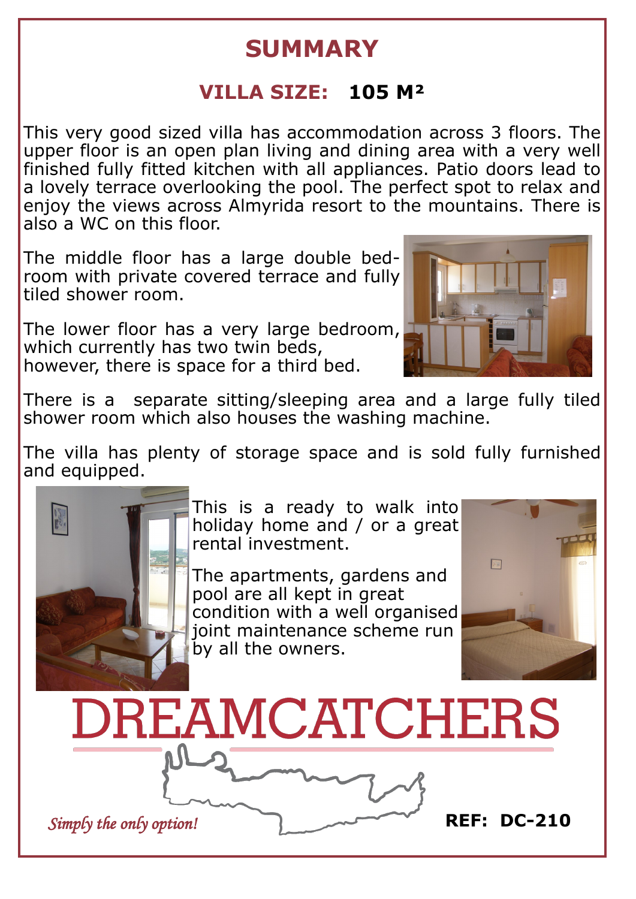# SUMMARY

## VILLA SIZE: **105 M²**

This very good sized villa has accommodation across 3 floors. The upper floor is an open plan living and dining area with a very well finished fully fitted kitchen with all appliances. Patio doors lead to a lovely terrace overlooking the pool. The perfect spot to relax and enjoy the views across Almyrida resort to the mountains. There is also a WC on this floor.

The middle floor has a large double bedroom with private covered terrace and fully tiled shower room.

The lower floor has a very large bedroom, which currently has two twin beds, however, there is space for a third bed.

There is a separate sitting/sleeping area and a large fully tiled shower room which also houses the washing machine.

The villa has plenty of storage space and is sold fully furnished and equipped.

This is a ready to walk into holiday home and / or a great rental investment.

The apartments, gardens and pool are all kept in great condition with a well organised joint maintenance scheme run by all the owners.

DREAMCATCHERS

*Simply the only option!*

**REF: DC-210**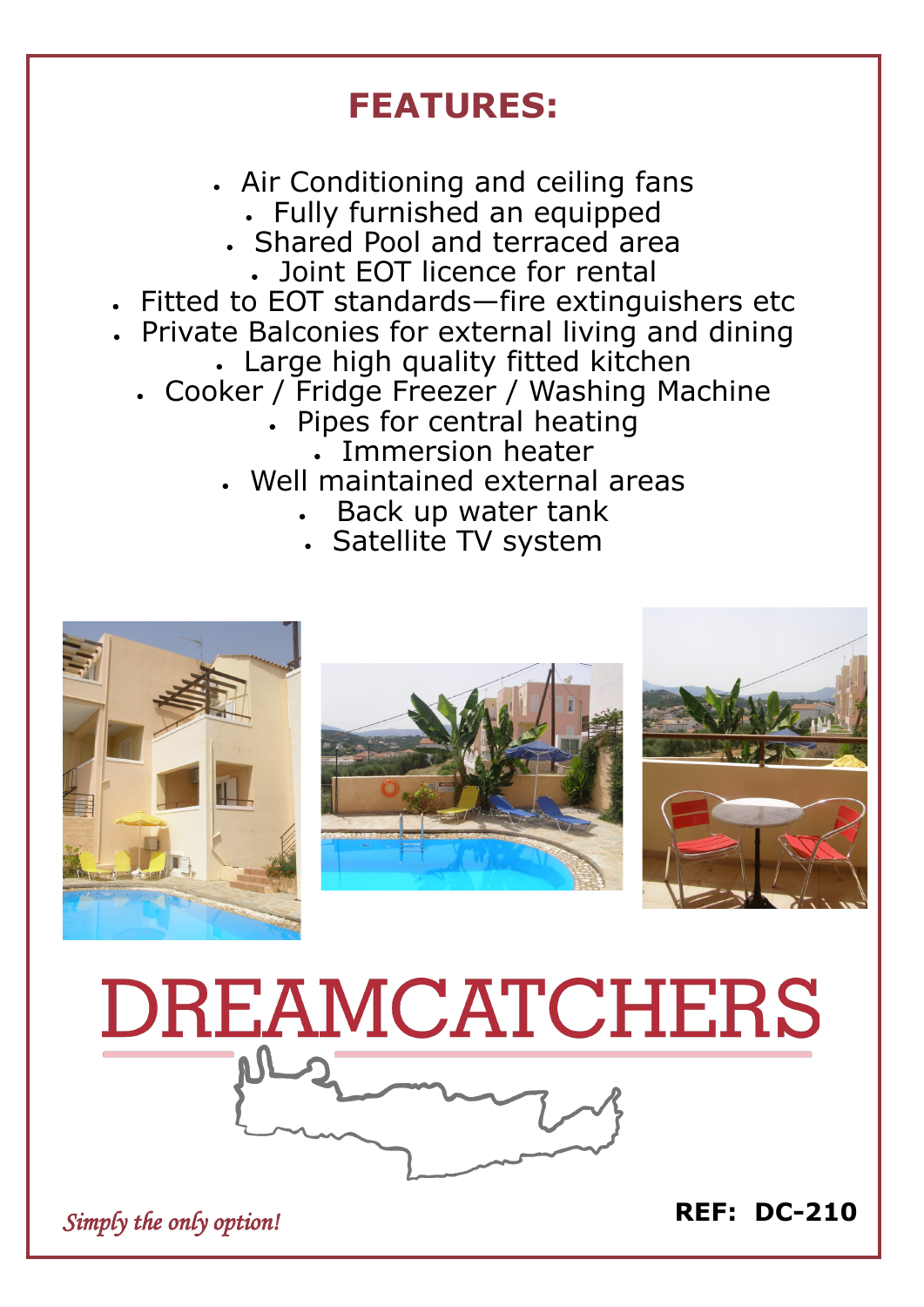# FEATURES:

- Air Conditioning and ceiling fans
- Fully furnished an equipped
- Shared Pool and terraced area
- Joint EOT licence for rental
- Fitted to EOT standards—fire extinguishers etc
- Private Balconies for external living and dining
- Large high quality fitted kitchen
- Cooker / Fridge Freezer / Washing Machine
- Pipes for central heating
- Immersion heater
- Well maintained external areas
- Back up water tank
- Satellite TV system

DREAMCATCHERS

*Simply the only option!*

**REF: DC-210**